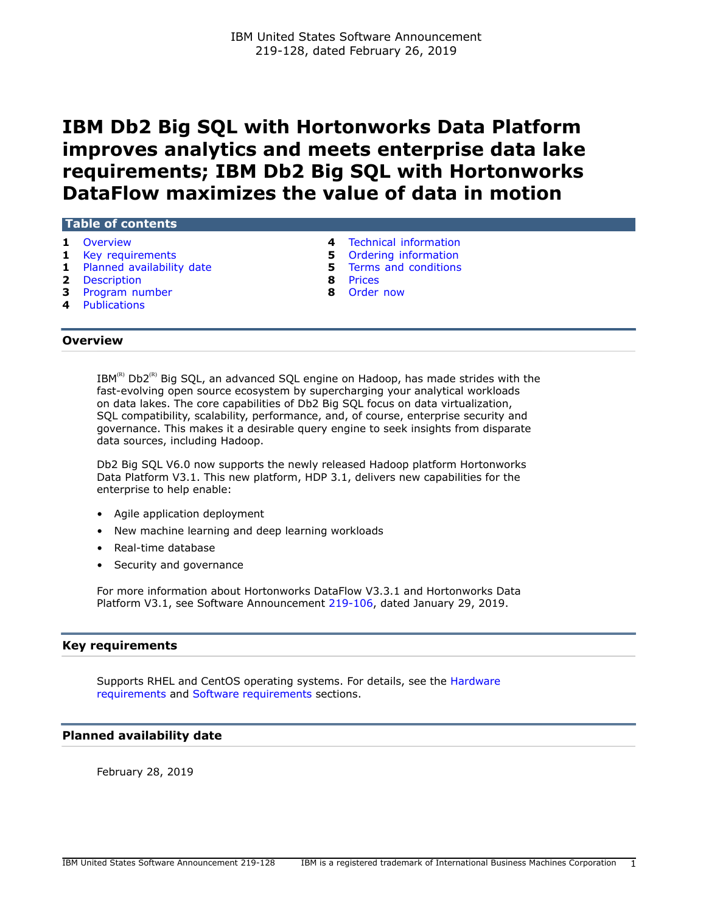IBM United States Software Announcement
219-128, dated February 26, 2019

# IBM Db2 Big SQL with Hortonworks Data Platform improves analytics and meets enterprise data lake requirements; IBM Db2 Big SQL with Hortonworks DataFlow maximizes the value of data in motion

**Table of contents**

| | | | |
|---|---|---|---|
| **1** | Overview | **4** | Technical information |
| **1** | Key requirements | **5** | Ordering information |
| **1** | Planned availability date | **5** | Terms and conditions |
| **2** | Description | **8** | Prices |
| **3** | Program number | **8** | Order now |
| **4** | Publications | | |

## Overview

IBM[(R)] Db2[(R)] Big SQL, an advanced SQL engine on Hadoop, has made strides with the fast-evolving open source ecosystem by supercharging your analytical workloads on data lakes. The core capabilities of Db2 Big SQL focus on data virtualization, SQL compatibility, scalability, performance, and, of course, enterprise security and governance. This makes it a desirable query engine to seek insights from disparate data sources, including Hadoop.

Db2 Big SQL V6.0 now supports the newly released Hadoop platform Hortonworks Data Platform V3.1. This new platform, HDP 3.1, delivers new capabilities for the enterprise to help enable:

- Agile application deployment
- New machine learning and deep learning workloads
- Real-time database
- Security and governance

For more information about Hortonworks DataFlow V3.3.1 and Hortonworks Data Platform V3.1, see Software Announcement 219-106, dated January 29, 2019.

## Key requirements

Supports RHEL and CentOS operating systems. For details, see the Hardware requirements and Software requirements sections.

## Planned availability date

February 28, 2019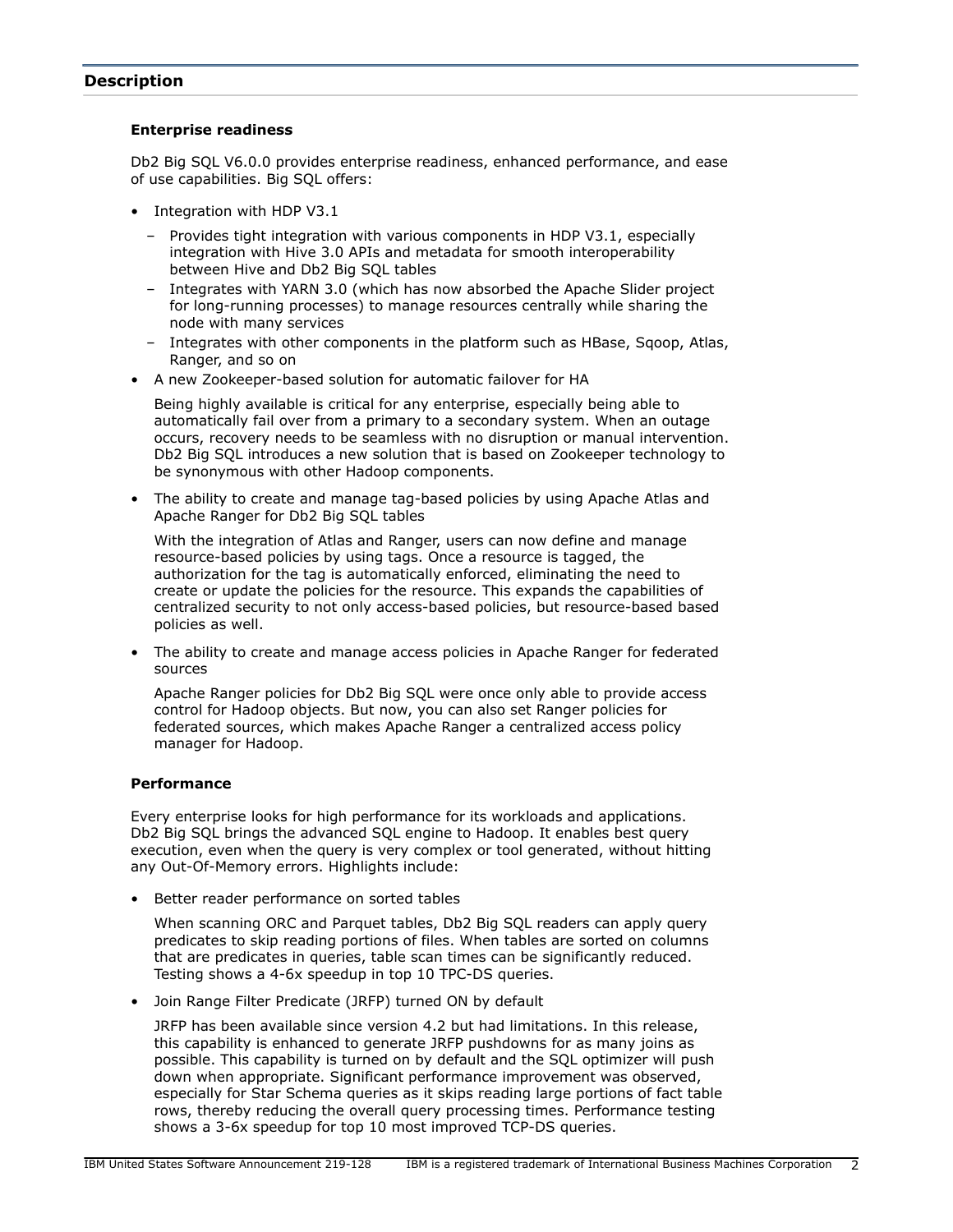## Description

### Enterprise readiness

Db2 Big SQL V6.0.0 provides enterprise readiness, enhanced performance, and ease of use capabilities. Big SQL offers:

- Integration with HDP V3.1
  - Provides tight integration with various components in HDP V3.1, especially integration with Hive 3.0 APIs and metadata for smooth interoperability between Hive and Db2 Big SQL tables
  - Integrates with YARN 3.0 (which has now absorbed the Apache Slider project for long-running processes) to manage resources centrally while sharing the node with many services
  - Integrates with other components in the platform such as HBase, Sqoop, Atlas, Ranger, and so on
- A new Zookeeper-based solution for automatic failover for HA

  Being highly available is critical for any enterprise, especially being able to automatically fail over from a primary to a secondary system. When an outage occurs, recovery needs to be seamless with no disruption or manual intervention. Db2 Big SQL introduces a new solution that is based on Zookeeper technology to be synonymous with other Hadoop components.

- The ability to create and manage tag-based policies by using Apache Atlas and Apache Ranger for Db2 Big SQL tables

  With the integration of Atlas and Ranger, users can now define and manage resource-based policies by using tags. Once a resource is tagged, the authorization for the tag is automatically enforced, eliminating the need to create or update the policies for the resource. This expands the capabilities of centralized security to not only access-based policies, but resource-based based policies as well.

- The ability to create and manage access policies in Apache Ranger for federated sources

  Apache Ranger policies for Db2 Big SQL were once only able to provide access control for Hadoop objects. But now, you can also set Ranger policies for federated sources, which makes Apache Ranger a centralized access policy manager for Hadoop.

### Performance

Every enterprise looks for high performance for its workloads and applications. Db2 Big SQL brings the advanced SQL engine to Hadoop. It enables best query execution, even when the query is very complex or tool generated, without hitting any Out-Of-Memory errors. Highlights include:

- Better reader performance on sorted tables

  When scanning ORC and Parquet tables, Db2 Big SQL readers can apply query predicates to skip reading portions of files. When tables are sorted on columns that are predicates in queries, table scan times can be significantly reduced. Testing shows a 4-6x speedup in top 10 TPC-DS queries.

- Join Range Filter Predicate (JRFP) turned ON by default

  JRFP has been available since version 4.2 but had limitations. In this release, this capability is enhanced to generate JRFP pushdowns for as many joins as possible. This capability is turned on by default and the SQL optimizer will push down when appropriate. Significant performance improvement was observed, especially for Star Schema queries as it skips reading large portions of fact table rows, thereby reducing the overall query processing times. Performance testing shows a 3-6x speedup for top 10 most improved TCP-DS queries.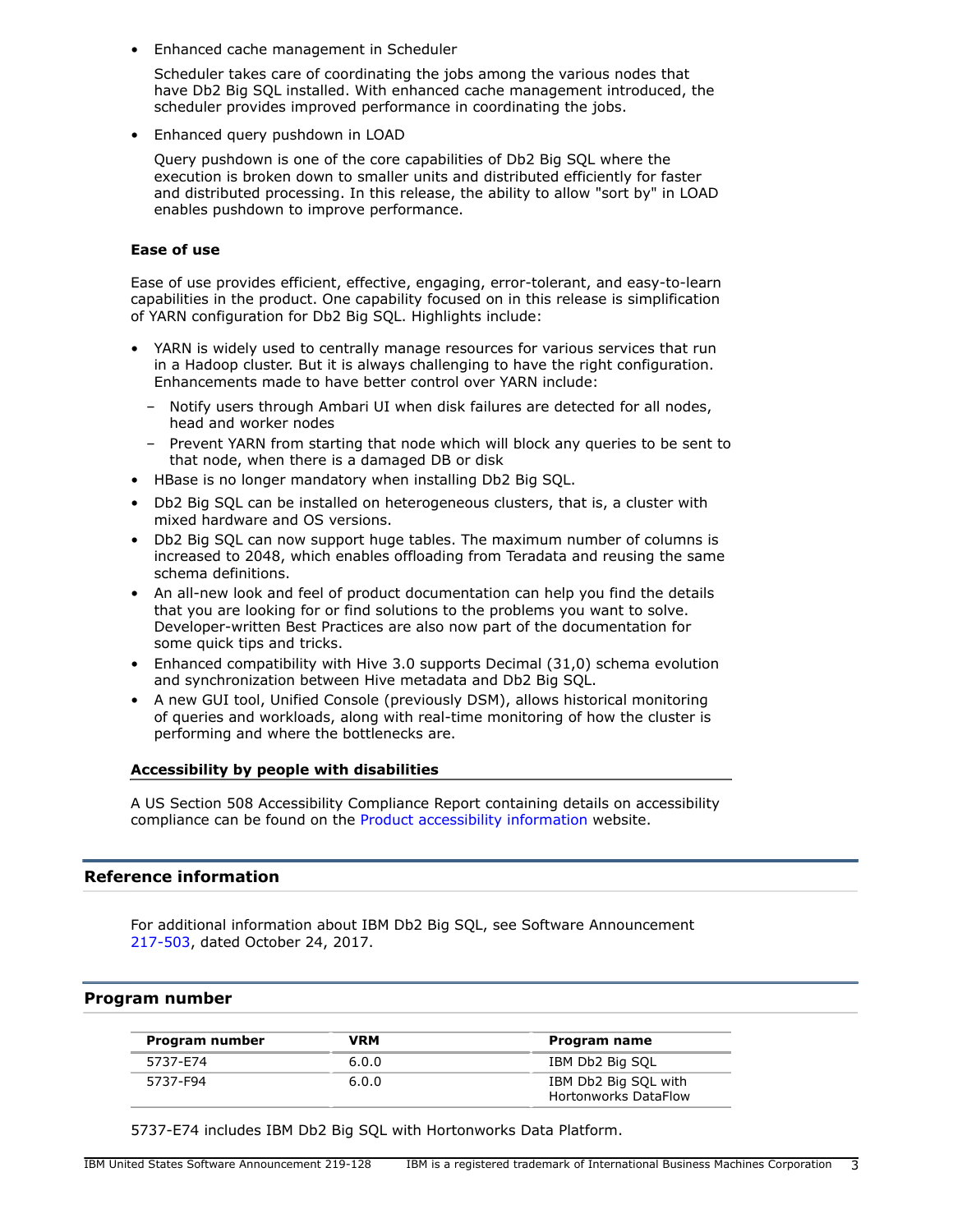- Enhanced cache management in Scheduler

  Scheduler takes care of coordinating the jobs among the various nodes that have Db2 Big SQL installed. With enhanced cache management introduced, the scheduler provides improved performance in coordinating the jobs.

- Enhanced query pushdown in LOAD

  Query pushdown is one of the core capabilities of Db2 Big SQL where the execution is broken down to smaller units and distributed efficiently for faster and distributed processing. In this release, the ability to allow "sort by" in LOAD enables pushdown to improve performance.

### Ease of use

Ease of use provides efficient, effective, engaging, error-tolerant, and easy-to-learn capabilities in the product. One capability focused on in this release is simplification of YARN configuration for Db2 Big SQL. Highlights include:

- YARN is widely used to centrally manage resources for various services that run in a Hadoop cluster. But it is always challenging to have the right configuration. Enhancements made to have better control over YARN include:
  - Notify users through Ambari UI when disk failures are detected for all nodes, head and worker nodes
  - Prevent YARN from starting that node which will block any queries to be sent to that node, when there is a damaged DB or disk
- HBase is no longer mandatory when installing Db2 Big SQL.
- Db2 Big SQL can be installed on heterogeneous clusters, that is, a cluster with mixed hardware and OS versions.
- Db2 Big SQL can now support huge tables. The maximum number of columns is increased to 2048, which enables offloading from Teradata and reusing the same schema definitions.
- An all-new look and feel of product documentation can help you find the details that you are looking for or find solutions to the problems you want to solve. Developer-written Best Practices are also now part of the documentation for some quick tips and tricks.
- Enhanced compatibility with Hive 3.0 supports Decimal (31,0) schema evolution and synchronization between Hive metadata and Db2 Big SQL.
- A new GUI tool, Unified Console (previously DSM), allows historical monitoring of queries and workloads, along with real-time monitoring of how the cluster is performing and where the bottlenecks are.

### Accessibility by people with disabilities

A US Section 508 Accessibility Compliance Report containing details on accessibility compliance can be found on the Product accessibility information website.

## Reference information

For additional information about IBM Db2 Big SQL, see Software Announcement 217-503, dated October 24, 2017.

## Program number

| Program number | VRM | Program name |
|---|---|---|
| 5737-E74 | 6.0.0 | IBM Db2 Big SQL |
| 5737-F94 | 6.0.0 | IBM Db2 Big SQL with Hortonworks DataFlow |

5737-E74 includes IBM Db2 Big SQL with Hortonworks Data Platform.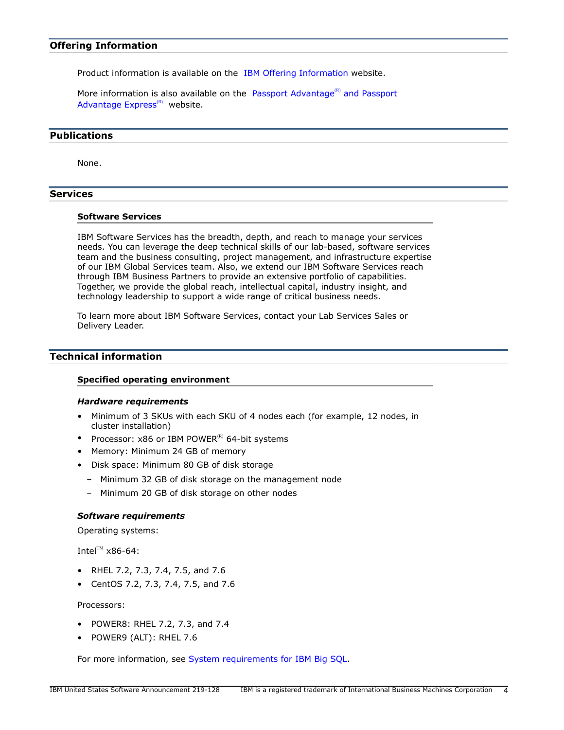## Offering Information

Product information is available on the IBM Offering Information website.

More information is also available on the Passport Advantage(R) and Passport Advantage Express(R) website.

## Publications

None.

## Services

### Software Services

IBM Software Services has the breadth, depth, and reach to manage your services needs. You can leverage the deep technical skills of our lab-based, software services team and the business consulting, project management, and infrastructure expertise of our IBM Global Services team. Also, we extend our IBM Software Services reach through IBM Business Partners to provide an extensive portfolio of capabilities. Together, we provide the global reach, intellectual capital, industry insight, and technology leadership to support a wide range of critical business needs.

To learn more about IBM Software Services, contact your Lab Services Sales or Delivery Leader.

## Technical information

### Specified operating environment

***Hardware requirements***

- Minimum of 3 SKUs with each SKU of 4 nodes each (for example, 12 nodes, in cluster installation)
- Processor: x86 or IBM POWER(R) 64-bit systems
- Memory: Minimum 24 GB of memory
- Disk space: Minimum 80 GB of disk storage
  - Minimum 32 GB of disk storage on the management node
  - Minimum 20 GB of disk storage on other nodes

***Software requirements***

Operating systems:

Intel(TM) x86-64:

- RHEL 7.2, 7.3, 7.4, 7.5, and 7.6
- CentOS 7.2, 7.3, 7.4, 7.5, and 7.6

Processors:

- POWER8: RHEL 7.2, 7.3, and 7.4
- POWER9 (ALT): RHEL 7.6

For more information, see System requirements for IBM Big SQL.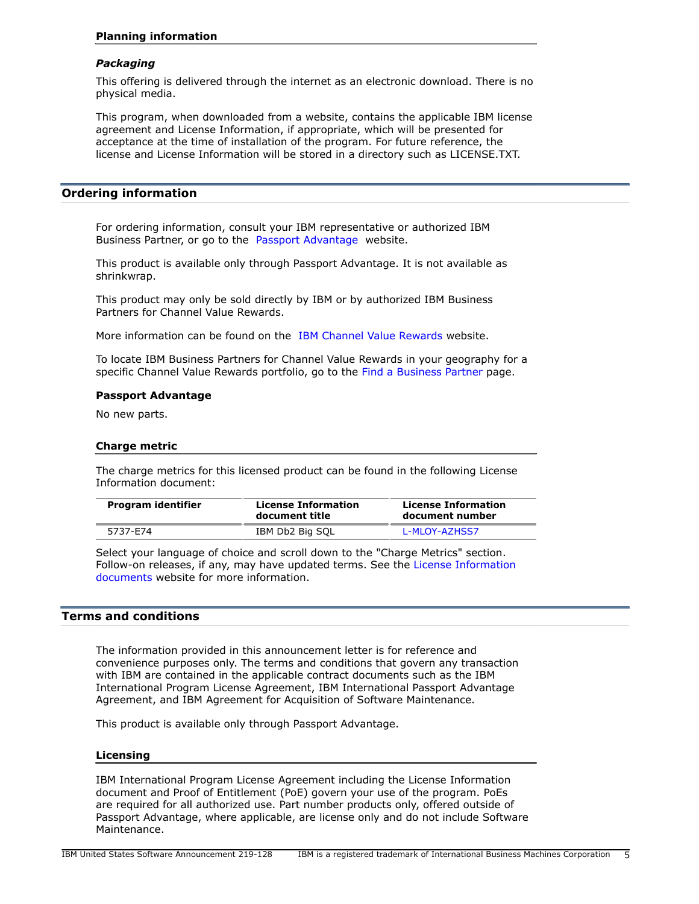### Planning information

#### *Packaging*

This offering is delivered through the internet as an electronic download. There is no physical media.

This program, when downloaded from a website, contains the applicable IBM license agreement and License Information, if appropriate, which will be presented for acceptance at the time of installation of the program. For future reference, the license and License Information will be stored in a directory such as LICENSE.TXT.

## Ordering information

For ordering information, consult your IBM representative or authorized IBM Business Partner, or go to the Passport Advantage website.

This product is available only through Passport Advantage. It is not available as shrinkwrap.

This product may only be sold directly by IBM or by authorized IBM Business Partners for Channel Value Rewards.

More information can be found on the IBM Channel Value Rewards website.

To locate IBM Business Partners for Channel Value Rewards in your geography for a specific Channel Value Rewards portfolio, go to the Find a Business Partner page.

**Passport Advantage**

No new parts.

### Charge metric

The charge metrics for this licensed product can be found in the following License Information document:

| Program identifier | License Information document title | License Information document number |
|---|---|---|
| 5737-E74 | IBM Db2 Big SQL | L-MLOY-AZHSS7 |

Select your language of choice and scroll down to the "Charge Metrics" section. Follow-on releases, if any, may have updated terms. See the License Information documents website for more information.

## Terms and conditions

The information provided in this announcement letter is for reference and convenience purposes only. The terms and conditions that govern any transaction with IBM are contained in the applicable contract documents such as the IBM International Program License Agreement, IBM International Passport Advantage Agreement, and IBM Agreement for Acquisition of Software Maintenance.

This product is available only through Passport Advantage.

### Licensing

IBM International Program License Agreement including the License Information document and Proof of Entitlement (PoE) govern your use of the program. PoEs are required for all authorized use. Part number products only, offered outside of Passport Advantage, where applicable, are license only and do not include Software Maintenance.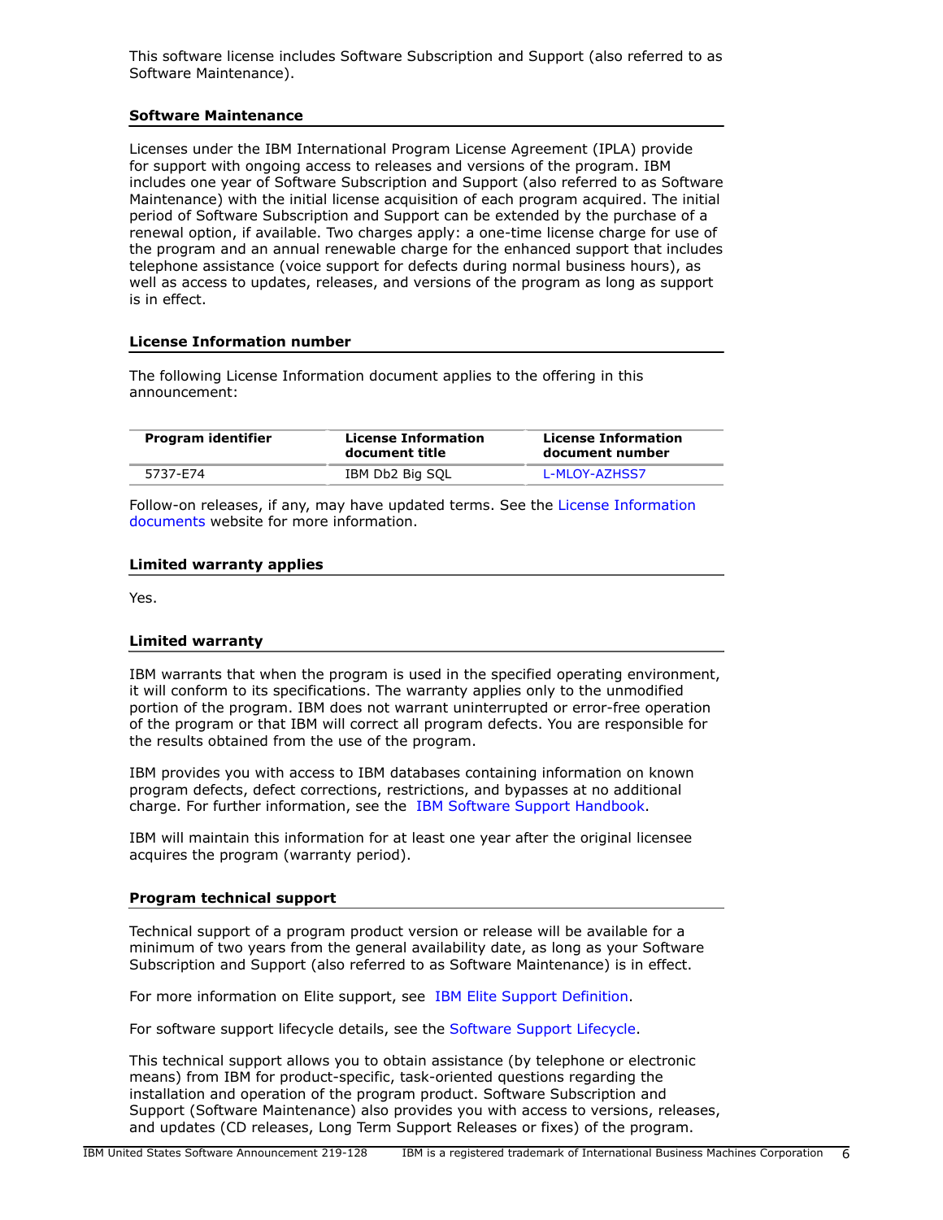This software license includes Software Subscription and Support (also referred to as Software Maintenance).

### Software Maintenance

Licenses under the IBM International Program License Agreement (IPLA) provide for support with ongoing access to releases and versions of the program. IBM includes one year of Software Subscription and Support (also referred to as Software Maintenance) with the initial license acquisition of each program acquired. The initial period of Software Subscription and Support can be extended by the purchase of a renewal option, if available. Two charges apply: a one-time license charge for use of the program and an annual renewable charge for the enhanced support that includes telephone assistance (voice support for defects during normal business hours), as well as access to updates, releases, and versions of the program as long as support is in effect.

### License Information number

The following License Information document applies to the offering in this announcement:

| Program identifier | License Information document title | License Information document number |
|---|---|---|
| 5737-E74 | IBM Db2 Big SQL | L-MLOY-AZHSS7 |

Follow-on releases, if any, may have updated terms. See the License Information documents website for more information.

### Limited warranty applies

Yes.

### Limited warranty

IBM warrants that when the program is used in the specified operating environment, it will conform to its specifications. The warranty applies only to the unmodified portion of the program. IBM does not warrant uninterrupted or error-free operation of the program or that IBM will correct all program defects. You are responsible for the results obtained from the use of the program.

IBM provides you with access to IBM databases containing information on known program defects, defect corrections, restrictions, and bypasses at no additional charge. For further information, see the IBM Software Support Handbook.

IBM will maintain this information for at least one year after the original licensee acquires the program (warranty period).

### Program technical support

Technical support of a program product version or release will be available for a minimum of two years from the general availability date, as long as your Software Subscription and Support (also referred to as Software Maintenance) is in effect.

For more information on Elite support, see IBM Elite Support Definition.

For software support lifecycle details, see the Software Support Lifecycle.

This technical support allows you to obtain assistance (by telephone or electronic means) from IBM for product-specific, task-oriented questions regarding the installation and operation of the program product. Software Subscription and Support (Software Maintenance) also provides you with access to versions, releases, and updates (CD releases, Long Term Support Releases or fixes) of the program.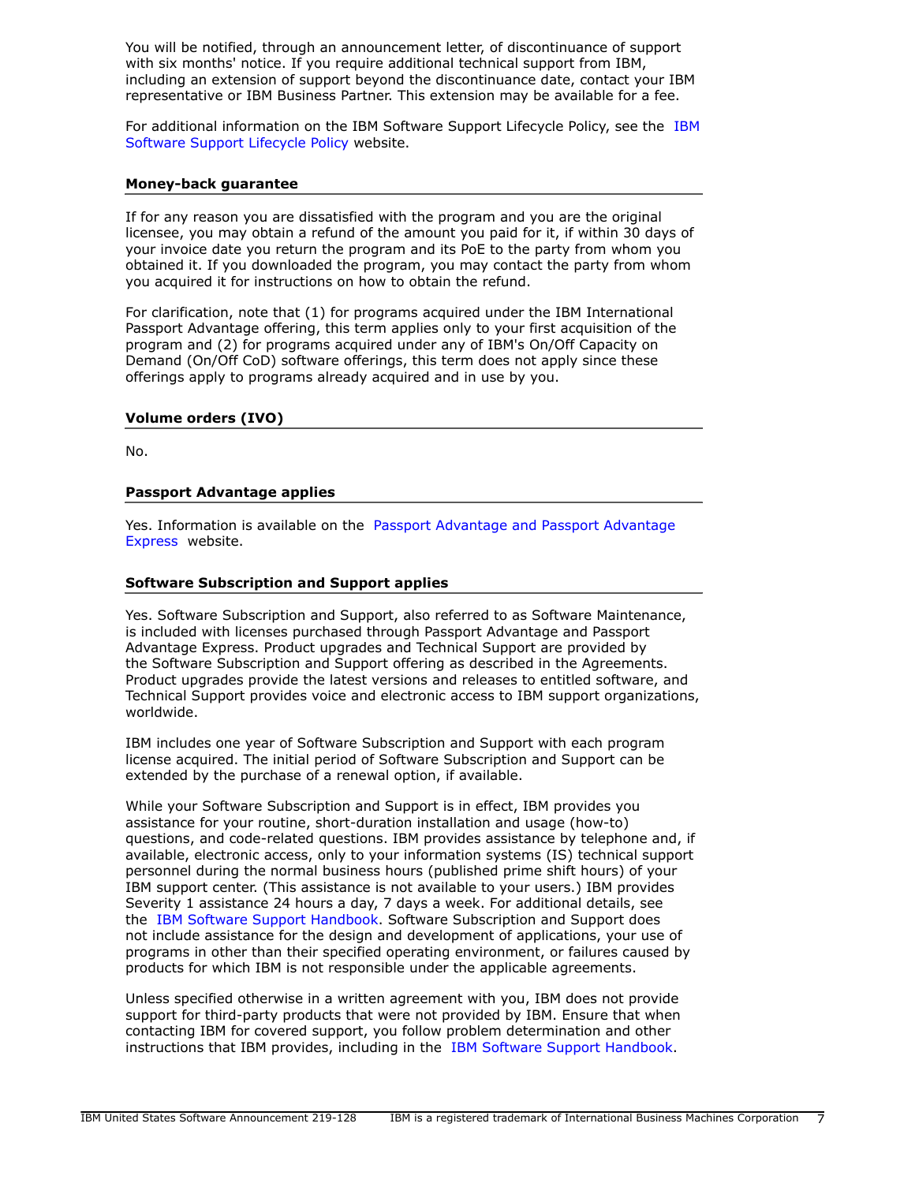You will be notified, through an announcement letter, of discontinuance of support with six months' notice. If you require additional technical support from IBM, including an extension of support beyond the discontinuance date, contact your IBM representative or IBM Business Partner. This extension may be available for a fee.

For additional information on the IBM Software Support Lifecycle Policy, see the IBM Software Support Lifecycle Policy website.

## Money-back guarantee

If for any reason you are dissatisfied with the program and you are the original licensee, you may obtain a refund of the amount you paid for it, if within 30 days of your invoice date you return the program and its PoE to the party from whom you obtained it. If you downloaded the program, you may contact the party from whom you acquired it for instructions on how to obtain the refund.

For clarification, note that (1) for programs acquired under the IBM International Passport Advantage offering, this term applies only to your first acquisition of the program and (2) for programs acquired under any of IBM's On/Off Capacity on Demand (On/Off CoD) software offerings, this term does not apply since these offerings apply to programs already acquired and in use by you.

## Volume orders (IVO)

No.

## Passport Advantage applies

Yes. Information is available on the Passport Advantage and Passport Advantage Express website.

## Software Subscription and Support applies

Yes. Software Subscription and Support, also referred to as Software Maintenance, is included with licenses purchased through Passport Advantage and Passport Advantage Express. Product upgrades and Technical Support are provided by the Software Subscription and Support offering as described in the Agreements. Product upgrades provide the latest versions and releases to entitled software, and Technical Support provides voice and electronic access to IBM support organizations, worldwide.

IBM includes one year of Software Subscription and Support with each program license acquired. The initial period of Software Subscription and Support can be extended by the purchase of a renewal option, if available.

While your Software Subscription and Support is in effect, IBM provides you assistance for your routine, short-duration installation and usage (how-to) questions, and code-related questions. IBM provides assistance by telephone and, if available, electronic access, only to your information systems (IS) technical support personnel during the normal business hours (published prime shift hours) of your IBM support center. (This assistance is not available to your users.) IBM provides Severity 1 assistance 24 hours a day, 7 days a week. For additional details, see the IBM Software Support Handbook. Software Subscription and Support does not include assistance for the design and development of applications, your use of programs in other than their specified operating environment, or failures caused by products for which IBM is not responsible under the applicable agreements.

Unless specified otherwise in a written agreement with you, IBM does not provide support for third-party products that were not provided by IBM. Ensure that when contacting IBM for covered support, you follow problem determination and other instructions that IBM provides, including in the IBM Software Support Handbook.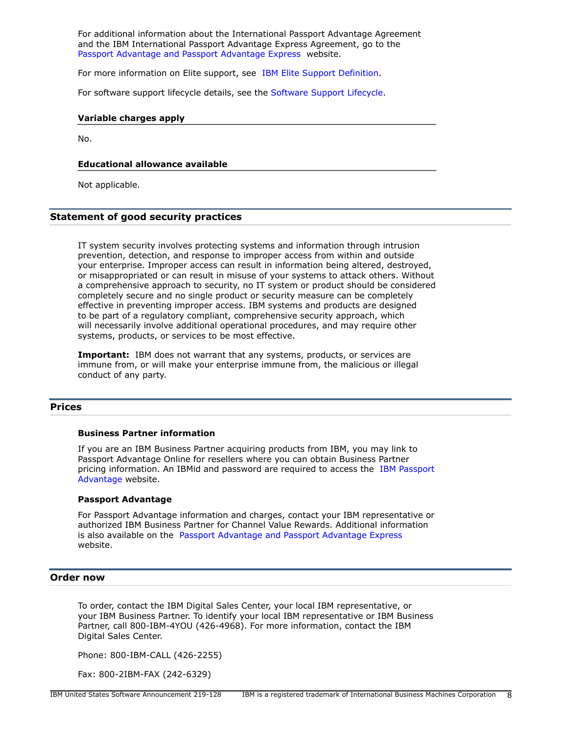For additional information about the International Passport Advantage Agreement and the IBM International Passport Advantage Express Agreement, go to the Passport Advantage and Passport Advantage Express website.

For more information on Elite support, see IBM Elite Support Definition.

For software support lifecycle details, see the Software Support Lifecycle.

### Variable charges apply

No.

### Educational allowance available

Not applicable.

## Statement of good security practices

IT system security involves protecting systems and information through intrusion prevention, detection, and response to improper access from within and outside your enterprise. Improper access can result in information being altered, destroyed, or misappropriated or can result in misuse of your systems to attack others. Without a comprehensive approach to security, no IT system or product should be considered completely secure and no single product or security measure can be completely effective in preventing improper access. IBM systems and products are designed to be part of a regulatory compliant, comprehensive security approach, which will necessarily involve additional operational procedures, and may require other systems, products, or services to be most effective.

**Important:** IBM does not warrant that any systems, products, or services are immune from, or will make your enterprise immune from, the malicious or illegal conduct of any party.

## Prices

### Business Partner information

If you are an IBM Business Partner acquiring products from IBM, you may link to Passport Advantage Online for resellers where you can obtain Business Partner pricing information. An IBMid and password are required to access the IBM Passport Advantage website.

### Passport Advantage

For Passport Advantage information and charges, contact your IBM representative or authorized IBM Business Partner for Channel Value Rewards. Additional information is also available on the Passport Advantage and Passport Advantage Express website.

## Order now

To order, contact the IBM Digital Sales Center, your local IBM representative, or your IBM Business Partner. To identify your local IBM representative or IBM Business Partner, call 800-IBM-4YOU (426-4968). For more information, contact the IBM Digital Sales Center.

Phone: 800-IBM-CALL (426-2255)

Fax: 800-2IBM-FAX (242-6329)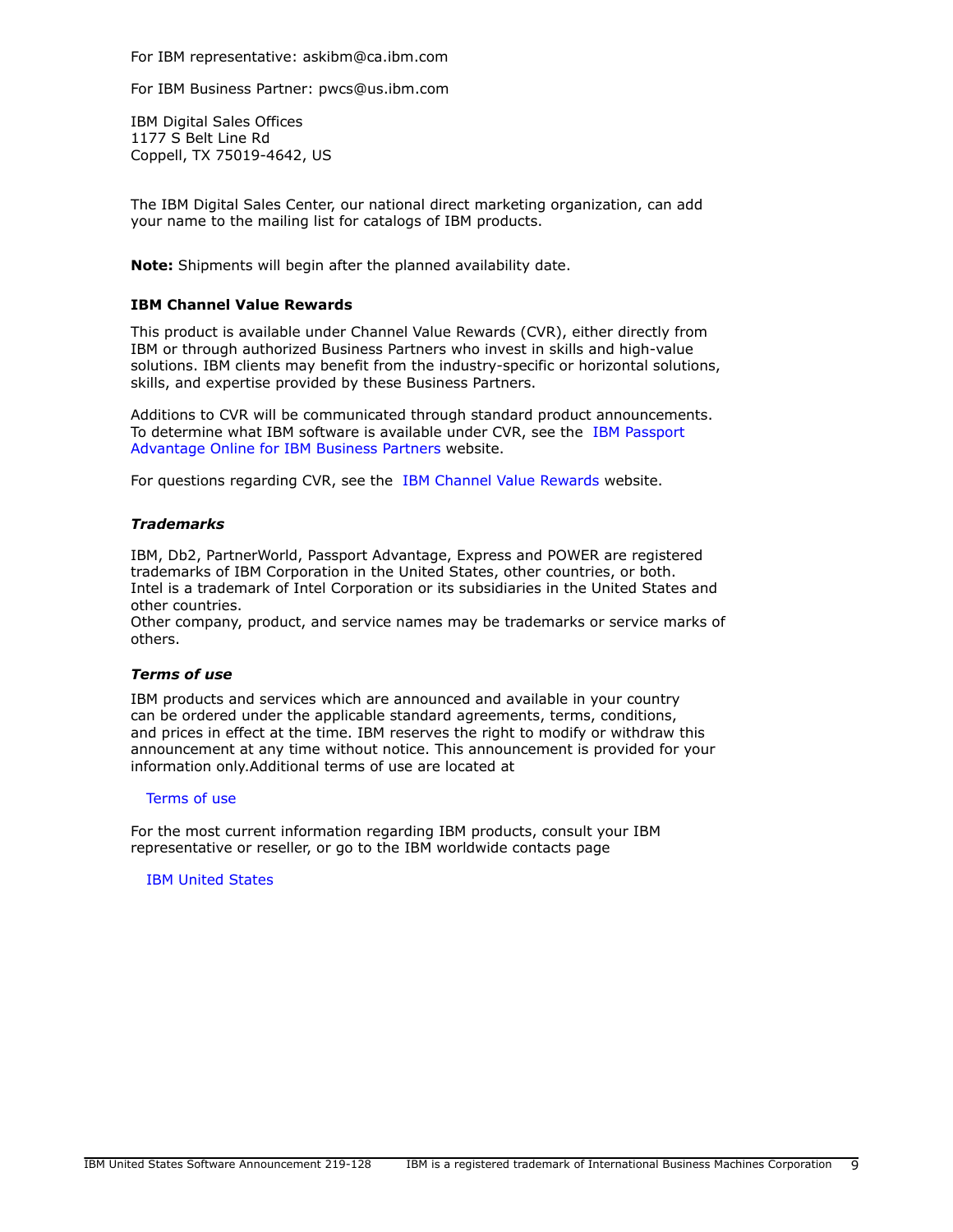For IBM representative: askibm@ca.ibm.com

For IBM Business Partner: pwcs@us.ibm.com

IBM Digital Sales Offices
1177 S Belt Line Rd
Coppell, TX 75019-4642, US

The IBM Digital Sales Center, our national direct marketing organization, can add your name to the mailing list for catalogs of IBM products.

**Note:** Shipments will begin after the planned availability date.

**IBM Channel Value Rewards**

This product is available under Channel Value Rewards (CVR), either directly from IBM or through authorized Business Partners who invest in skills and high-value solutions. IBM clients may benefit from the industry-specific or horizontal solutions, skills, and expertise provided by these Business Partners.

Additions to CVR will be communicated through standard product announcements. To determine what IBM software is available under CVR, see the IBM Passport Advantage Online for IBM Business Partners website.

For questions regarding CVR, see the IBM Channel Value Rewards website.

***Trademarks***

IBM, Db2, PartnerWorld, Passport Advantage, Express and POWER are registered trademarks of IBM Corporation in the United States, other countries, or both.
Intel is a trademark of Intel Corporation or its subsidiaries in the United States and other countries.
Other company, product, and service names may be trademarks or service marks of others.

***Terms of use***

IBM products and services which are announced and available in your country can be ordered under the applicable standard agreements, terms, conditions, and prices in effect at the time. IBM reserves the right to modify or withdraw this announcement at any time without notice. This announcement is provided for your information only.Additional terms of use are located at

Terms of use

For the most current information regarding IBM products, consult your IBM representative or reseller, or go to the IBM worldwide contacts page

IBM United States